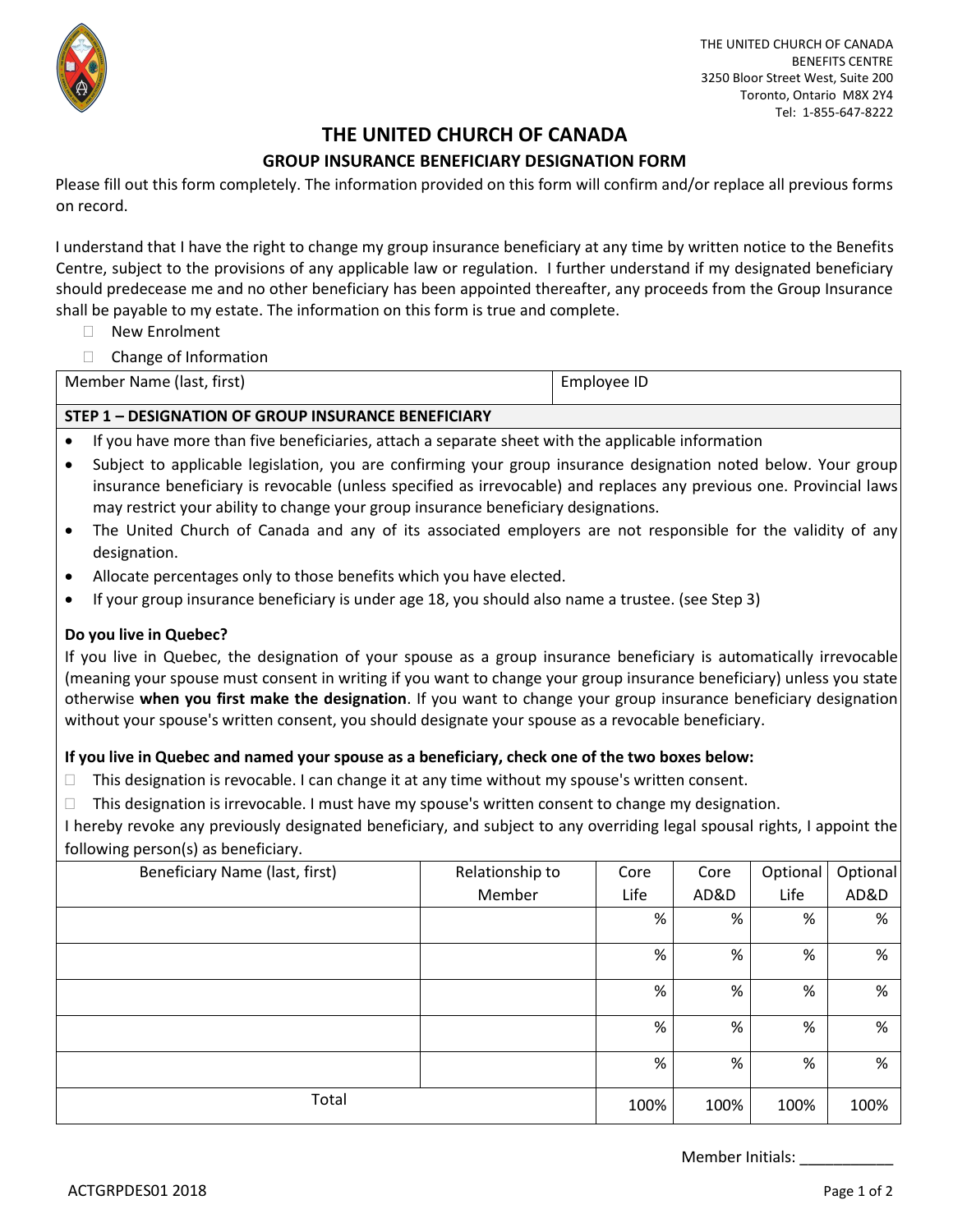THE UNITED CHURCH OF CANADA
BENEFITS CENTRE
3250 Bloor Street West, Suite 200
Toronto, Ontario M8X 2Y4
Tel: 1-855-647-8222

# THE UNITED CHURCH OF CANADA

## GROUP INSURANCE BENEFICIARY DESIGNATION FORM

Please fill out this form completely. The information provided on this form will confirm and/or replace all previous forms on record.

I understand that I have the right to change my group insurance beneficiary at any time by written notice to the Benefits Centre, subject to the provisions of any applicable law or regulation. I further understand if my designated beneficiary should predecease me and no other beneficiary has been appointed thereafter, any proceeds from the Group Insurance shall be payable to my estate. The information on this form is true and complete.

- ☐ New Enrolment
- ☐ Change of Information

| Member Name (last, first) | Employee ID |
|---|---|
| | |

### STEP 1 – DESIGNATION OF GROUP INSURANCE BENEFICIARY

- If you have more than five beneficiaries, attach a separate sheet with the applicable information
- Subject to applicable legislation, you are confirming your group insurance designation noted below. Your group insurance beneficiary is revocable (unless specified as irrevocable) and replaces any previous one. Provincial laws may restrict your ability to change your group insurance beneficiary designations.
- The United Church of Canada and any of its associated employers are not responsible for the validity of any designation.
- Allocate percentages only to those benefits which you have elected.
- If your group insurance beneficiary is under age 18, you should also name a trustee. (see Step 3)

**Do you live in Quebec?**

If you live in Quebec, the designation of your spouse as a group insurance beneficiary is automatically irrevocable (meaning your spouse must consent in writing if you want to change your group insurance beneficiary) unless you state otherwise **when you first make the designation**. If you want to change your group insurance beneficiary designation without your spouse's written consent, you should designate your spouse as a revocable beneficiary.

**If you live in Quebec and named your spouse as a beneficiary, check one of the two boxes below:**

- ☐ This designation is revocable. I can change it at any time without my spouse's written consent.
- ☐ This designation is irrevocable. I must have my spouse's written consent to change my designation.

I hereby revoke any previously designated beneficiary, and subject to any overriding legal spousal rights, I appoint the following person(s) as beneficiary.

| Beneficiary Name (last, first) | Relationship to Member | Core Life | Core AD&D | Optional Life | Optional AD&D |
|---|---|---|---|---|---|
| | | % | % | % | % |
| | | % | % | % | % |
| | | % | % | % | % |
| | | % | % | % | % |
| | | % | % | % | % |
| Total | | 100% | 100% | 100% | 100% |

Member Initials: ___________

ACTGRPDES01 2018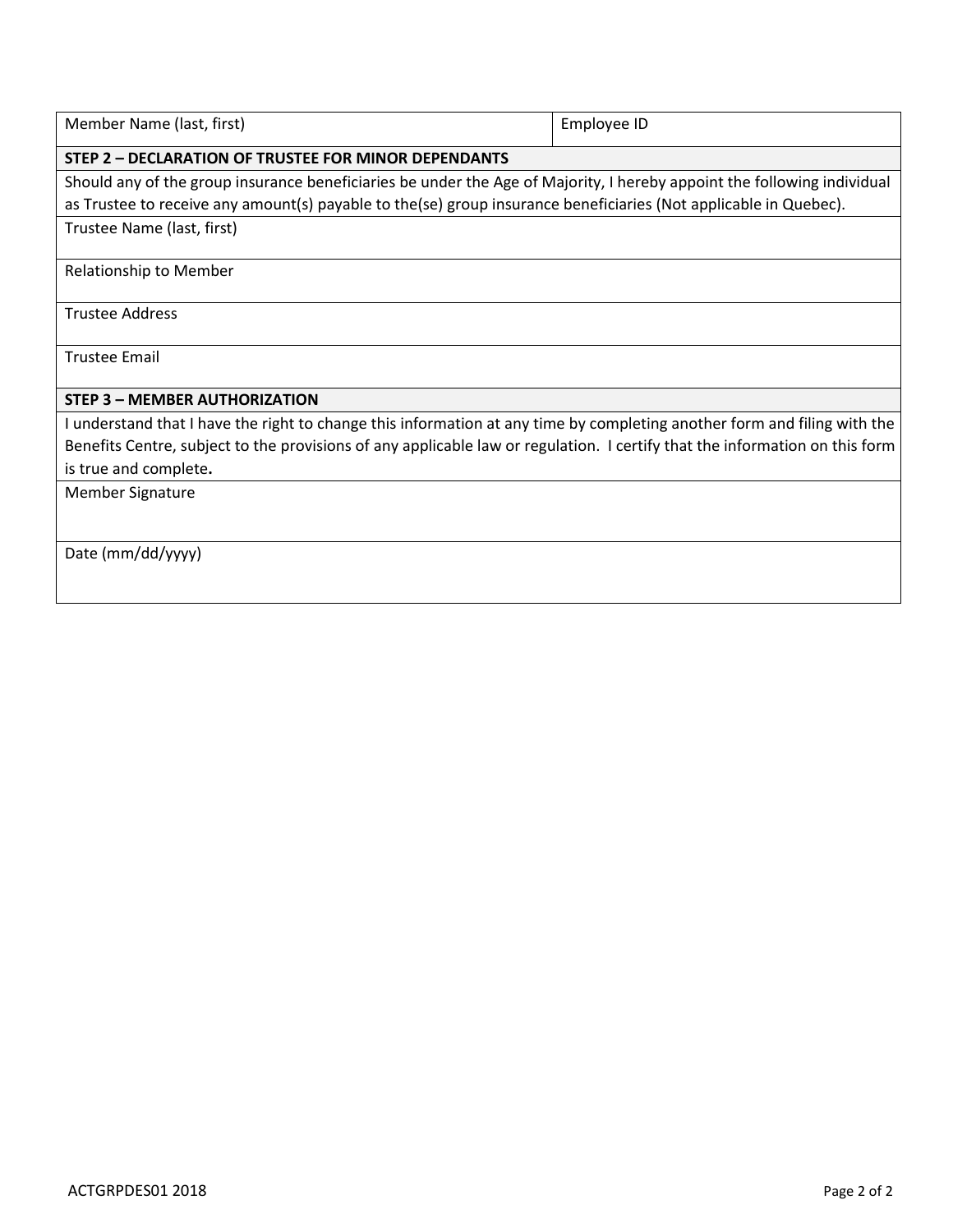| Member Name (last, first) | Employee ID |
|---|---|

**STEP 2 – DECLARATION OF TRUSTEE FOR MINOR DEPENDANTS**

Should any of the group insurance beneficiaries be under the Age of Majority, I hereby appoint the following individual as Trustee to receive any amount(s) payable to the(se) group insurance beneficiaries (Not applicable in Quebec).

| |
|---|
| Trustee Name (last, first) |
| Relationship to Member |
| Trustee Address |
| Trustee Email |

**STEP 3 – MEMBER AUTHORIZATION**

I understand that I have the right to change this information at any time by completing another form and filing with the Benefits Centre, subject to the provisions of any applicable law or regulation. I certify that the information on this form is true and complete**.**

| |
|---|
| Member Signature |
| Date (mm/dd/yyyy) |

ACTGRPDES01 2018